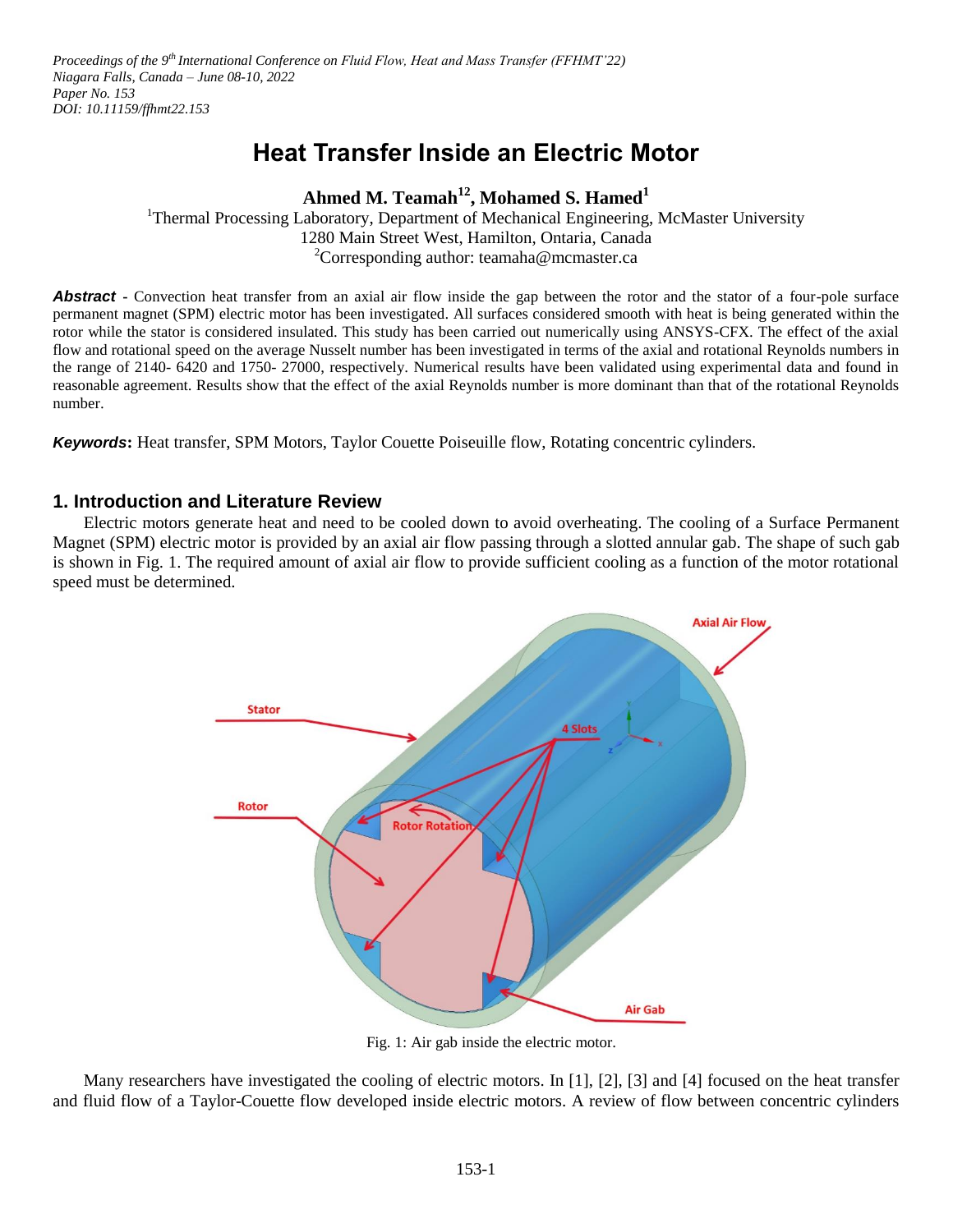*Proceedings of the 9th International Conference on Fluid Flow, Heat and Mass Transfer (FFHMT'22)*
*Niagara Falls, Canada – June 08-10, 2022*
*Paper No. 153*
*DOI: 10.11159/ffhmt22.153*

# Heat Transfer Inside an Electric Motor

**Ahmed M. Teamah[1,2], Mohamed S. Hamed[1]**

[1]Thermal Processing Laboratory, Department of Mechanical Engineering, McMaster University
1280 Main Street West, Hamilton, Ontaria, Canada
[2]Corresponding author: teamaha@mcmaster.ca

***Abstract*** - Convection heat transfer from an axial air flow inside the gap between the rotor and the stator of a four-pole surface permanent magnet (SPM) electric motor has been investigated. All surfaces considered smooth with heat is being generated within the rotor while the stator is considered insulated. This study has been carried out numerically using ANSYS-CFX. The effect of the axial flow and rotational speed on the average Nusselt number has been investigated in terms of the axial and rotational Reynolds numbers in the range of 2140- 6420 and 1750- 27000, respectively. Numerical results have been validated using experimental data and found in reasonable agreement. Results show that the effect of the axial Reynolds number is more dominant than that of the rotational Reynolds number.

***Keywords*****:** Heat transfer, SPM Motors, Taylor Couette Poiseuille flow, Rotating concentric cylinders.

## 1. Introduction and Literature Review

Electric motors generate heat and need to be cooled down to avoid overheating. The cooling of a Surface Permanent Magnet (SPM) electric motor is provided by an axial air flow passing through a slotted annular gab. The shape of such gab is shown in Fig. 1. The required amount of axial air flow to provide sufficient cooling as a function of the motor rotational speed must be determined.

Fig. 1: Air gab inside the electric motor.

Many researchers have investigated the cooling of electric motors. In [1], [2], [3] and [4] focused on the heat transfer and fluid flow of a Taylor-Couette flow developed inside electric motors. A review of flow between concentric cylinders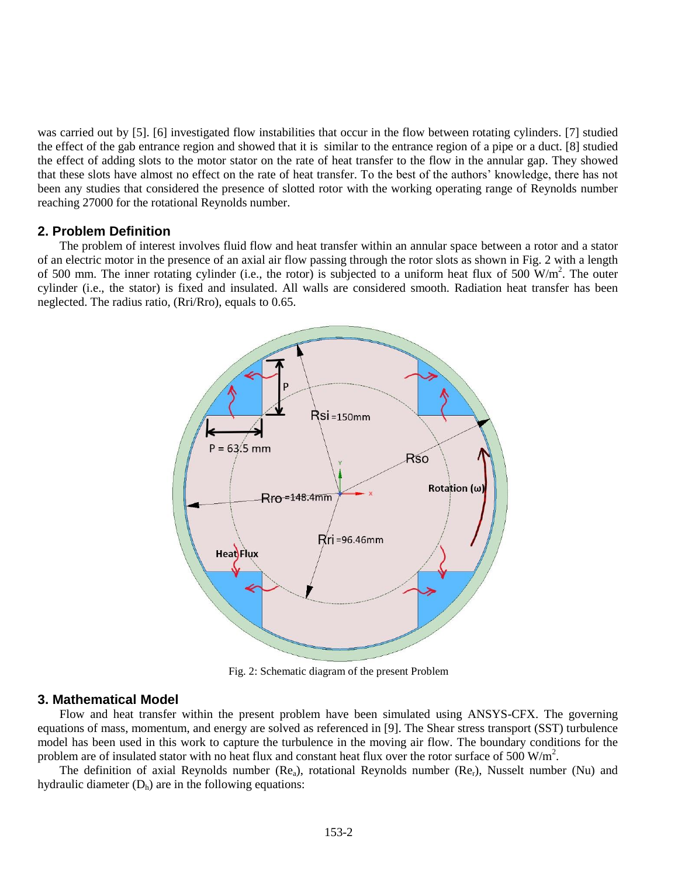was carried out by [5]. [6] investigated flow instabilities that occur in the flow between rotating cylinders. [7] studied the effect of the gab entrance region and showed that it is similar to the entrance region of a pipe or a duct. [8] studied the effect of adding slots to the motor stator on the rate of heat transfer to the flow in the annular gap. They showed that these slots have almost no effect on the rate of heat transfer. To the best of the authors' knowledge, there has not been any studies that considered the presence of slotted rotor with the working operating range of Reynolds number reaching 27000 for the rotational Reynolds number.

## 2. Problem Definition

The problem of interest involves fluid flow and heat transfer within an annular space between a rotor and a stator of an electric motor in the presence of an axial air flow passing through the rotor slots as shown in Fig. 2 with a length of 500 mm. The inner rotating cylinder (i.e., the rotor) is subjected to a uniform heat flux of 500 W/m$^2$. The outer cylinder (i.e., the stator) is fixed and insulated. All walls are considered smooth. Radiation heat transfer has been neglected. The radius ratio, ($R_{ri}/R_{ro}$), equals to 0.65.

Fig. 2: Schematic diagram of the present Problem

## 3. Mathematical Model

Flow and heat transfer within the present problem have been simulated using ANSYS-CFX. The governing equations of mass, momentum, and energy are solved as referenced in [9]. The Shear stress transport (SST) turbulence model has been used in this work to capture the turbulence in the moving air flow. The boundary conditions for the problem are of insulated stator with no heat flux and constant heat flux over the rotor surface of 500 W/m$^2$.

The definition of axial Reynolds number ($Re_a$), rotational Reynolds number ($Re_r$), Nusselt number (Nu) and hydraulic diameter ($D_h$) are in the following equations: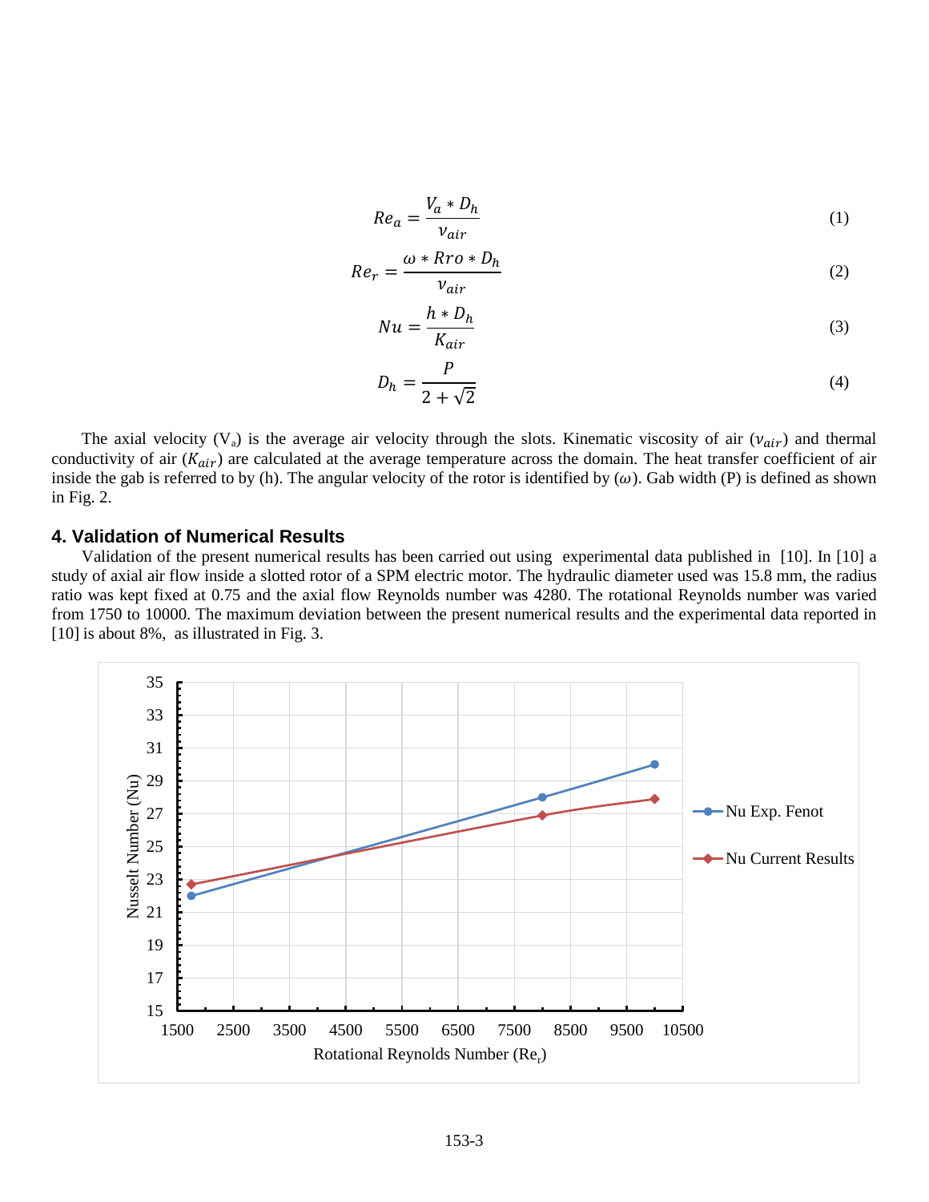$$Re_a = \frac{V_a * D_h}{\nu_{air}} \tag{1}$$

$$Re_r = \frac{\omega * Rro * D_h}{\nu_{air}} \tag{2}$$

$$Nu = \frac{h * D_h}{K_{air}} \tag{3}$$

$$D_h = \frac{P}{2 + \sqrt{2}} \tag{4}$$

The axial velocity ($V_a$) is the average air velocity through the slots. Kinematic viscosity of air ($\nu_{air}$) and thermal conductivity of air ($K_{air}$) are calculated at the average temperature across the domain. The heat transfer coefficient of air inside the gab is referred to by (h). The angular velocity of the rotor is identified by ($\omega$). Gab width (P) is defined as shown in Fig. 2.

## 4. Validation of Numerical Results

Validation of the present numerical results has been carried out using experimental data published in [10]. In [10] a study of axial air flow inside a slotted rotor of a SPM electric motor. The hydraulic diameter used was 15.8 mm, the radius ratio was kept fixed at 0.75 and the axial flow Reynolds number was 4280. The rotational Reynolds number was varied from 1750 to 10000. The maximum deviation between the present numerical results and the experimental data reported in [10] is about 8%, as illustrated in Fig. 3.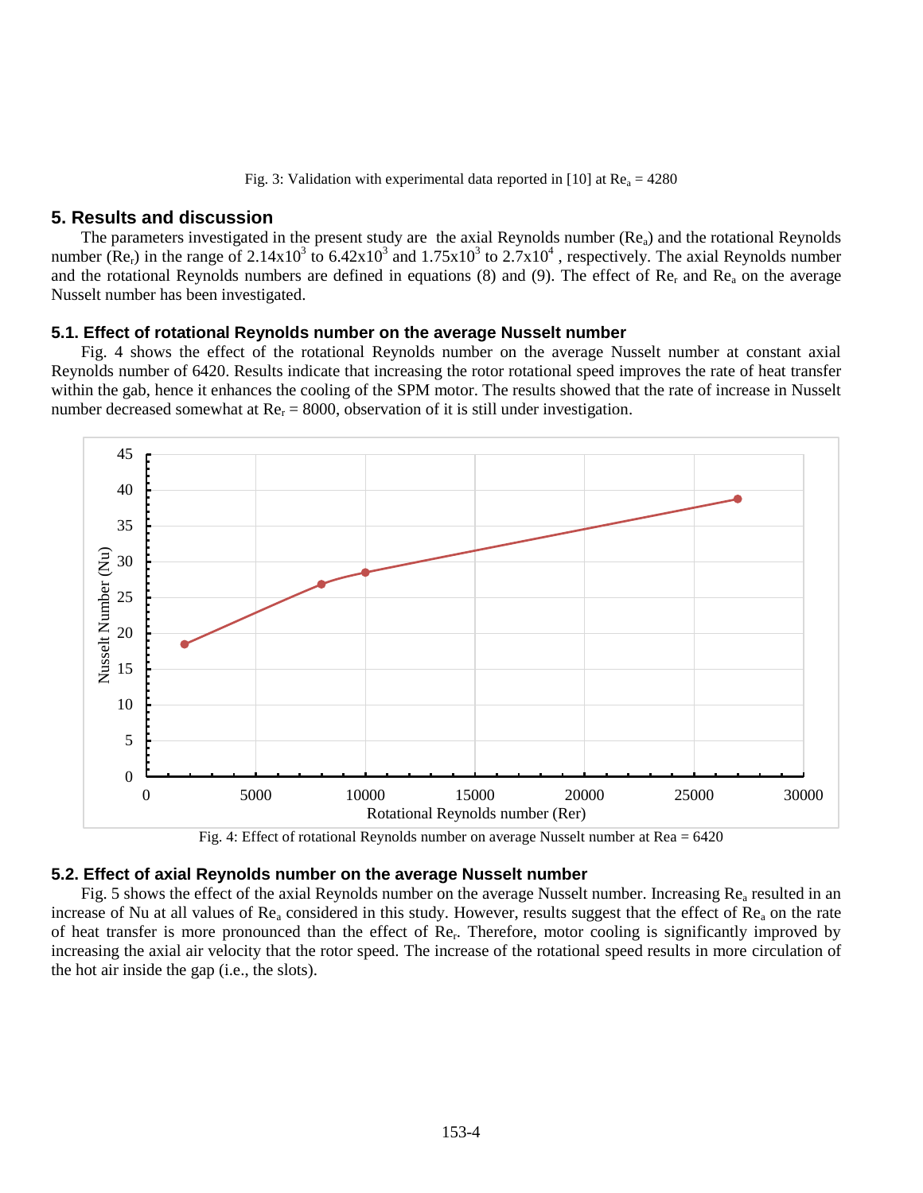Fig. 3: Validation with experimental data reported in [10] at $Re_a$ = 4280

## 5. Results and discussion

The parameters investigated in the present study are the axial Reynolds number ($Re_a$) and the rotational Reynolds number ($Re_r$) in the range of $2.14 \times 10^3$ to $6.42 \times 10^3$ and $1.75 \times 10^3$ to $2.7 \times 10^4$ , respectively. The axial Reynolds number and the rotational Reynolds numbers are defined in equations (8) and (9). The effect of $Re_r$ and $Re_a$ on the average Nusselt number has been investigated.

### 5.1. Effect of rotational Reynolds number on the average Nusselt number

Fig. 4 shows the effect of the rotational Reynolds number on the average Nusselt number at constant axial Reynolds number of 6420. Results indicate that increasing the rotor rotational speed improves the rate of heat transfer within the gab, hence it enhances the cooling of the SPM motor. The results showed that the rate of increase in Nusselt number decreased somewhat at $Re_r$ = 8000, observation of it is still under investigation.

Fig. 4: Effect of rotational Reynolds number on average Nusselt number at Rea = 6420

### 5.2. Effect of axial Reynolds number on the average Nusselt number

Fig. 5 shows the effect of the axial Reynolds number on the average Nusselt number. Increasing $Re_a$ resulted in an increase of Nu at all values of $Re_a$ considered in this study. However, results suggest that the effect of $Re_a$ on the rate of heat transfer is more pronounced than the effect of $Re_r$. Therefore, motor cooling is significantly improved by increasing the axial air velocity that the rotor speed. The increase of the rotational speed results in more circulation of the hot air inside the gap (i.e., the slots).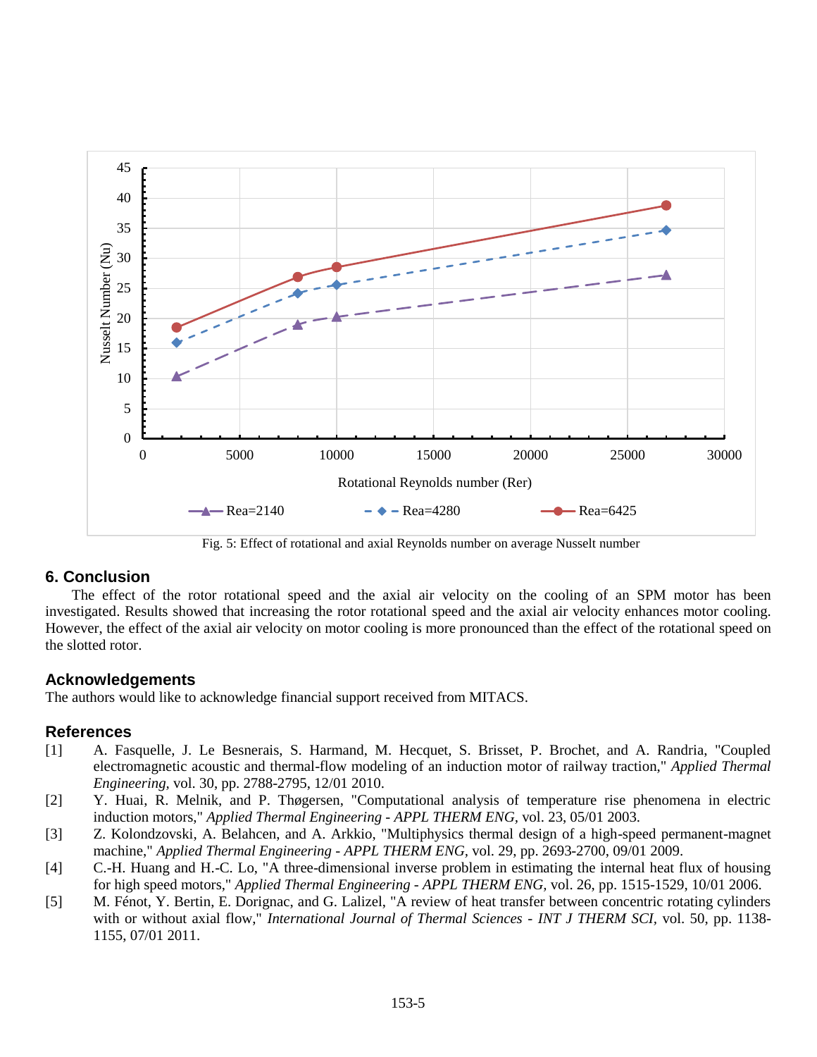Fig. 5: Effect of rotational and axial Reynolds number on average Nusselt number

## 6. Conclusion

The effect of the rotor rotational speed and the axial air velocity on the cooling of an SPM motor has been investigated. Results showed that increasing the rotor rotational speed and the axial air velocity enhances motor cooling. However, the effect of the axial air velocity on motor cooling is more pronounced than the effect of the rotational speed on the slotted rotor.

## Acknowledgements

The authors would like to acknowledge financial support received from MITACS.

## References

[1] A. Fasquelle, J. Le Besnerais, S. Harmand, M. Hecquet, S. Brisset, P. Brochet, and A. Randria, "Coupled electromagnetic acoustic and thermal-flow modeling of an induction motor of railway traction," *Applied Thermal Engineering*, vol. 30, pp. 2788-2795, 12/01 2010.

[2] Y. Huai, R. Melnik, and P. Thøgersen, "Computational analysis of temperature rise phenomena in electric induction motors," *Applied Thermal Engineering - APPL THERM ENG*, vol. 23, 05/01 2003.

[3] Z. Kolondzovski, A. Belahcen, and A. Arkkio, "Multiphysics thermal design of a high-speed permanent-magnet machine," *Applied Thermal Engineering - APPL THERM ENG*, vol. 29, pp. 2693-2700, 09/01 2009.

[4] C.-H. Huang and H.-C. Lo, "A three-dimensional inverse problem in estimating the internal heat flux of housing for high speed motors," *Applied Thermal Engineering - APPL THERM ENG*, vol. 26, pp. 1515-1529, 10/01 2006.

[5] M. Fénot, Y. Bertin, E. Dorignac, and G. Lalizel, "A review of heat transfer between concentric rotating cylinders with or without axial flow," *International Journal of Thermal Sciences - INT J THERM SCI*, vol. 50, pp. 1138-1155, 07/01 2011.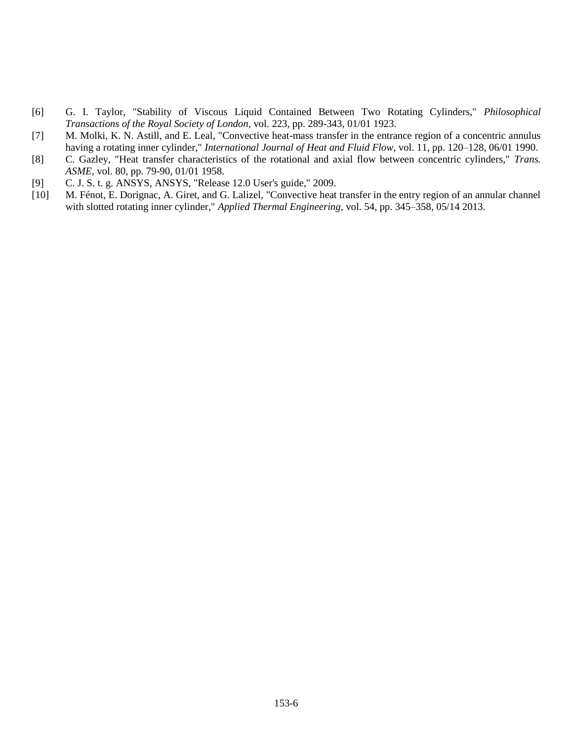[6] G. I. Taylor, "Stability of Viscous Liquid Contained Between Two Rotating Cylinders," *Philosophical Transactions of the Royal Society of London*, vol. 223, pp. 289-343, 01/01 1923.

[7] M. Molki, K. N. Astill, and E. Leal, "Convective heat-mass transfer in the entrance region of a concentric annulus having a rotating inner cylinder," *International Journal of Heat and Fluid Flow*, vol. 11, pp. 120–128, 06/01 1990.

[8] C. Gazley, "Heat transfer characteristics of the rotational and axial flow between concentric cylinders," *Trans. ASME*, vol. 80, pp. 79-90, 01/01 1958.

[9] C. J. S. t. g. ANSYS, ANSYS, "Release 12.0 User's guide," 2009.

[10] M. Fénot, E. Dorignac, A. Giret, and G. Lalizel, "Convective heat transfer in the entry region of an annular channel with slotted rotating inner cylinder," *Applied Thermal Engineering*, vol. 54, pp. 345–358, 05/14 2013.